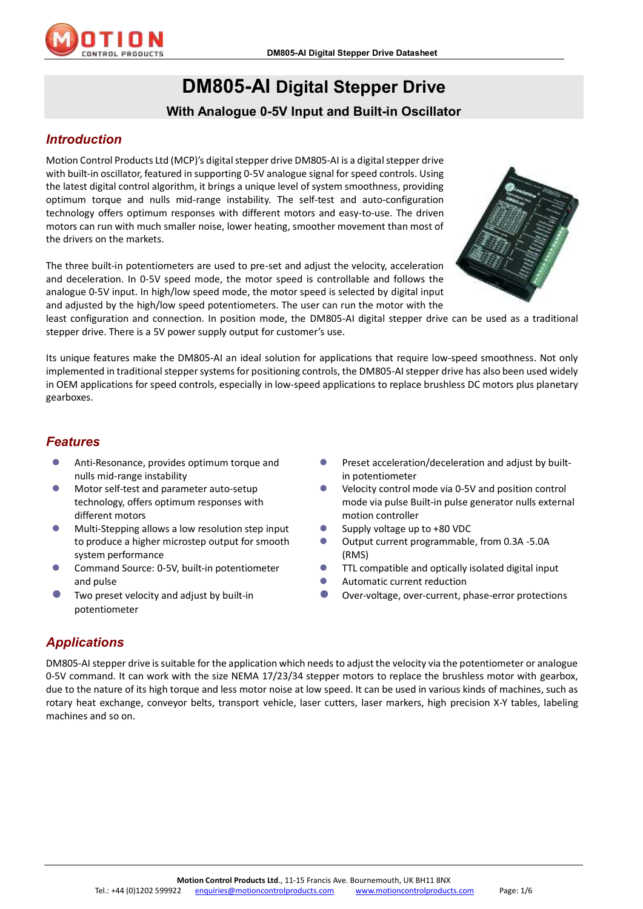# DM805-AI Digital Stepper Drive

### With Analogue 0-5V Input and Built-in Oscillator

## Introduction

Motion Control Products Ltd (MCP)'s digital stepper drive DM805-AI is a digital stepper drive with built-in oscillator, featured in supporting 0-5V analogue signal for speed controls. Using the latest digital control algorithm, it brings a unique level of system smoothness, providing optimum torque and nulls mid-range instability. The self-test and auto-configuration technology offers optimum responses with different motors and easy-to-use. The driven motors can run with much smaller noise, lower heating, smoother movement than most of the drivers on the markets.

The three built-in potentiometers are used to pre-set and adjust the velocity, acceleration and deceleration. In 0-5V speed mode, the motor speed is controllable and follows the analogue 0-5V input. In high/low speed mode, the motor speed is selected by digital input and adjusted by the high/low speed potentiometers. The user can run the motor with the least configuration and connection. In position mode, the DM805-AI digital stepper drive can be used as a traditional stepper drive. There is a 5V power supply output for customer's use.

Its unique features make the DM805-AI an ideal solution for applications that require low-speed smoothness. Not only implemented in traditional stepper systems for positioning controls, the DM805-AI stepper drive has also been used widely in OEM applications for speed controls, especially in low-speed applications to replace brushless DC motors plus planetary gearboxes.

## Features

- Anti-Resonance, provides optimum torque and nulls mid-range instability
- Motor self-test and parameter auto-setup technology, offers optimum responses with different motors
- Multi-Stepping allows a low resolution step input to produce a higher microstep output for smooth system performance
- Command Source: 0-5V, built-in potentiometer and pulse
- Two preset velocity and adjust by built-in potentiometer
- Preset acceleration/deceleration and adjust by built-in potentiometer
- Velocity control mode via 0-5V and position control mode via pulse Built-in pulse generator nulls external motion controller
- Supply voltage up to +80 VDC
- Output current programmable, from 0.3A -5.0A (RMS)
- TTL compatible and optically isolated digital input
- Automatic current reduction
- Over-voltage, over-current, phase-error protections

## Applications

DM805-AI stepper drive is suitable for the application which needs to adjust the velocity via the potentiometer or analogue 0-5V command. It can work with the size NEMA 17/23/34 stepper motors to replace the brushless motor with gearbox, due to the nature of its high torque and less motor noise at low speed. It can be used in various kinds of machines, such as rotary heat exchange, conveyor belts, transport vehicle, laser cutters, laser markers, high precision X-Y tables, labeling machines and so on.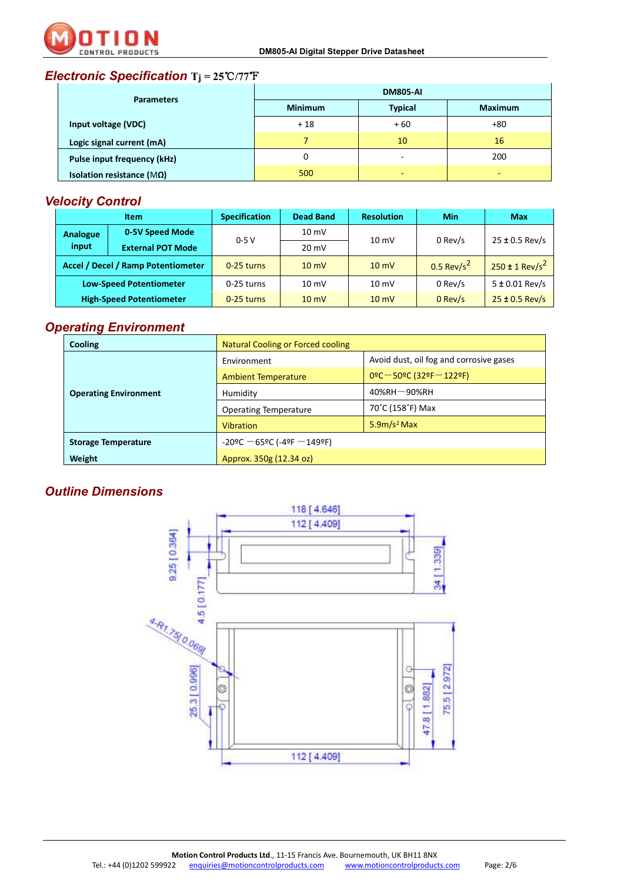## Electronic Specification $T_j = 25℃/77℉$

| Parameters | DM805-AI | | |
|---|---|---|---|
| | Minimum | Typical | Maximum |
| Input voltage (VDC) | + 18 | + 60 | +80 |
| Logic signal current (mA) | 7 | 10 | 16 |
| Pulse input frequency (kHz) | 0 | - | 200 |
| Isolation resistance (MΩ) | 500 | - | - |

## Velocity Control

| Item | | Specification | Dead Band | Resolution | Min | Max |
|---|---|---|---|---|---|---|
| Analogue input | 0-5V Speed Mode | 0-5 V | 10 mV | 10 mV | 0 Rev/s | 25 ± 0.5 Rev/s |
| | External POT Mode | | 20 mV | | | |
| Accel / Decel / Ramp Potentiometer | | 0-25 turns | 10 mV | 10 mV | 0.5 Rev/s$^2$ | 250 ± 1 Rev/s$^2$ |
| Low-Speed Potentiometer | | 0-25 turns | 10 mV | 10 mV | 0 Rev/s | 5 ± 0.01 Rev/s |
| High-Speed Potentiometer | | 0-25 turns | 10 mV | 10 mV | 0 Rev/s | 25 ± 0.5 Rev/s |

## Operating Environment

| Cooling | Natural Cooling or Forced cooling | |
|---|---|---|
| Operating Environment | Environment | Avoid dust, oil fog and corrosive gases |
| | Ambient Temperature | 0ºC—50ºC (32ºF—122ºF) |
| | Humidity | 40%RH—90%RH |
| | Operating Temperature | 70˚C (158˚F) Max |
| | Vibration | 5.9m/s² Max |
| Storage Temperature | -20ºC —65ºC (-4ºF —149ºF) | |
| Weight | Approx. 350g (12.34 oz) | |

## Outline Dimensions

118 [4.646]
112 [4.409]
9.25 [0.364]
4.5 [0.177]
34 [1.339]
4-R1.75 [0.069]
25.3 [0.996]
47.8 [1.882]
75.5 [2.972]
112 [4.409]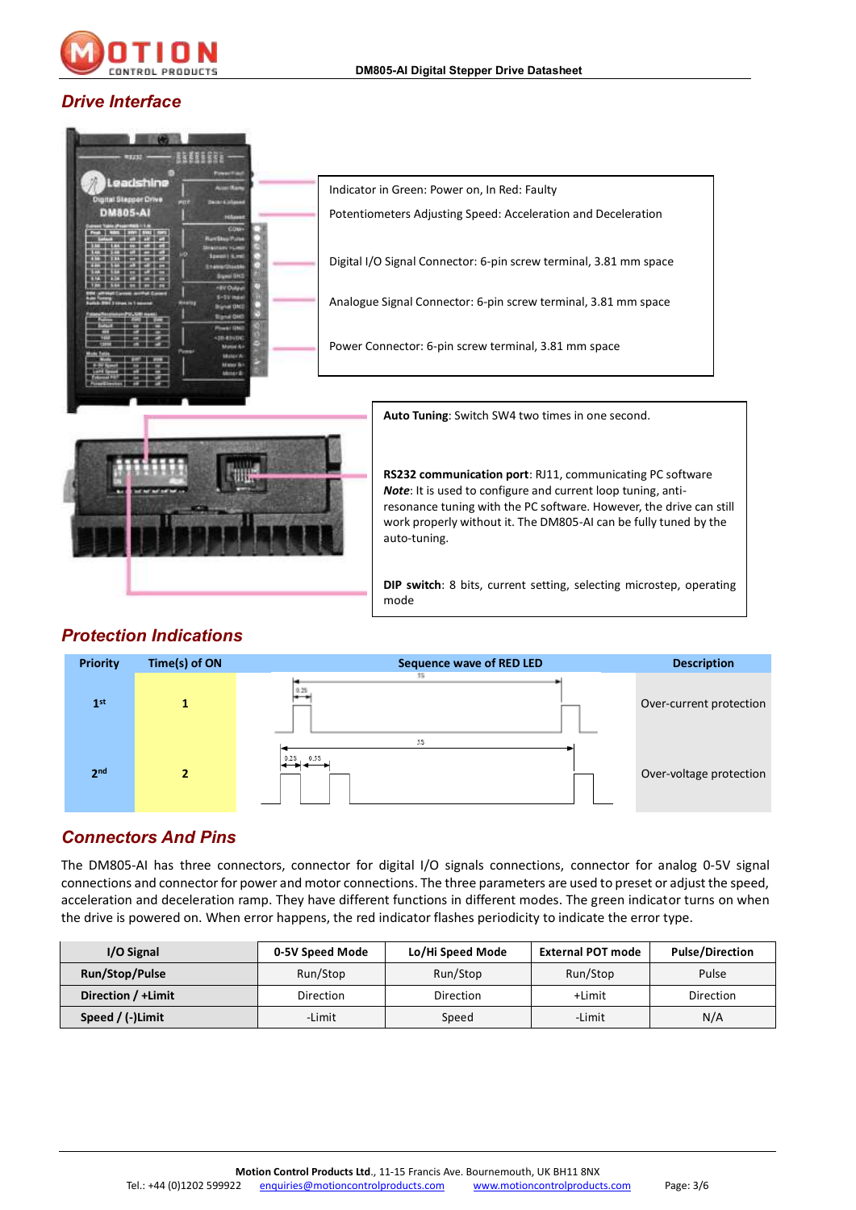## Drive Interface

Indicator in Green: Power on, In Red: Faulty

Potentiometers Adjusting Speed: Acceleration and Deceleration

Digital I/O Signal Connector: 6-pin screw terminal, 3.81 mm space

Analogue Signal Connector: 6-pin screw terminal, 3.81 mm space

Power Connector: 6-pin screw terminal, 3.81 mm space

**Auto Tuning**: Switch SW4 two times in one second.

**RS232 communication port**: RJ11, communicating PC software
***Note***: It is used to configure and current loop tuning, anti-resonance tuning with the PC software. However, the drive can still work properly without it. The DM805-AI can be fully tuned by the auto-tuning.

**DIP switch**: 8 bits, current setting, selecting microstep, operating mode

## Protection Indications

| Priority | Time(s) of ON | Sequence wave of RED LED | Description |
|---|---|---|---|
| 1st | 1 | 0.2S ON, 5S period | Over-current protection |
| 2nd | 2 | 0.2S ON, 0.5S, 5S period | Over-voltage protection |

## Connectors And Pins

The DM805-AI has three connectors, connector for digital I/O signals connections, connector for analog 0-5V signal connections and connector for power and motor connections. The three parameters are used to preset or adjust the speed, acceleration and deceleration ramp. They have different functions in different modes. The green indicator turns on when the drive is powered on. When error happens, the red indicator flashes periodicity to indicate the error type.

| I/O Signal | 0-5V Speed Mode | Lo/Hi Speed Mode | External POT mode | Pulse/Direction |
|---|---|---|---|---|
| **Run/Stop/Pulse** | Run/Stop | Run/Stop | Run/Stop | Pulse |
| **Direction / +Limit** | Direction | Direction | +Limit | Direction |
| **Speed / (-)Limit** | -Limit | Speed | -Limit | N/A |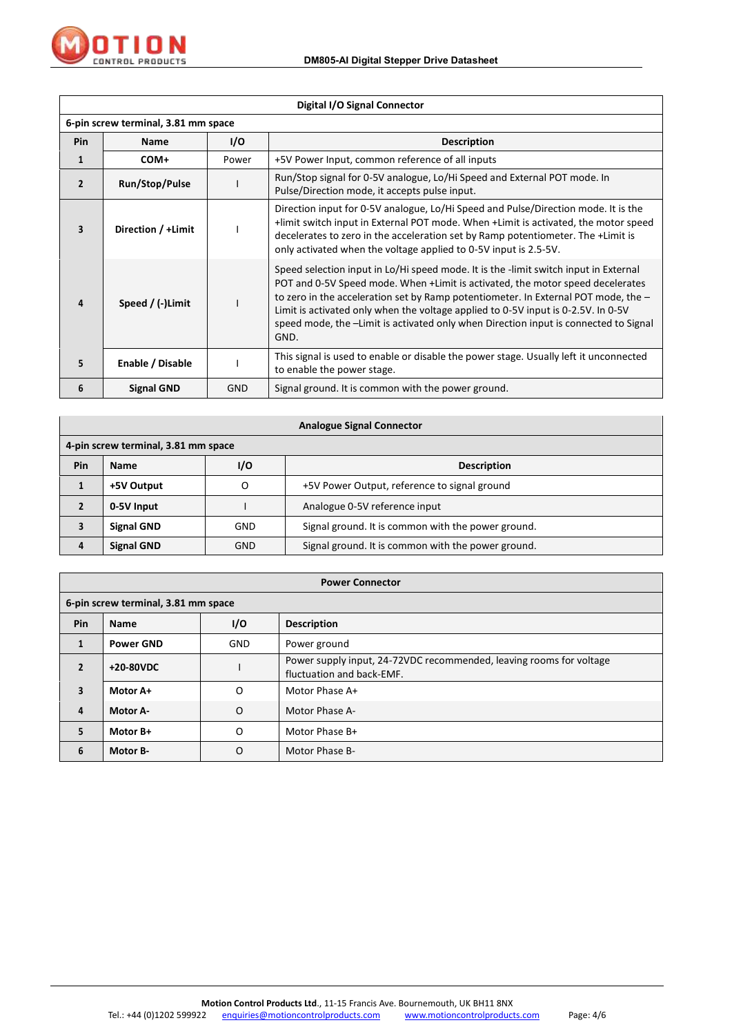| Digital I/O Signal Connector | | | |
|---|---|---|---|
| 6-pin screw terminal, 3.81 mm space | | | |
| **Pin** | **Name** | **I/O** | **Description** |
| 1 | **COM+** | Power | +5V Power Input, common reference of all inputs |
| 2 | **Run/Stop/Pulse** | I | Run/Stop signal for 0-5V analogue, Lo/Hi Speed and External POT mode. In Pulse/Direction mode, it accepts pulse input. |
| 3 | **Direction / +Limit** | I | Direction input for 0-5V analogue, Lo/Hi Speed and Pulse/Direction mode. It is the +limit switch input in External POT mode. When +Limit is activated, the motor speed decelerates to zero in the acceleration set by Ramp potentiometer. The +Limit is only activated when the voltage applied to 0-5V input is 2.5-5V. |
| 4 | **Speed / (-)Limit** | I | Speed selection input in Lo/Hi speed mode. It is the -limit switch input in External POT and 0-5V Speed mode. When +Limit is activated, the motor speed decelerates to zero in the acceleration set by Ramp potentiometer. In External POT mode, the –Limit is activated only when the voltage applied to 0-5V input is 0-2.5V. In 0-5V speed mode, the –Limit is activated only when Direction input is connected to Signal GND. |
| 5 | **Enable / Disable** | I | This signal is used to enable or disable the power stage. Usually left it unconnected to enable the power stage. |
| 6 | **Signal GND** | GND | Signal ground. It is common with the power ground. |

| Analogue Signal Connector | | | |
|---|---|---|---|
| 4-pin screw terminal, 3.81 mm space | | | |
| **Pin** | **Name** | **I/O** | **Description** |
| 1 | **+5V Output** | O | +5V Power Output, reference to signal ground |
| 2 | **0-5V Input** | I | Analogue 0-5V reference input |
| 3 | **Signal GND** | GND | Signal ground. It is common with the power ground. |
| 4 | **Signal GND** | GND | Signal ground. It is common with the power ground. |

| Power Connector | | | |
|---|---|---|---|
| 6-pin screw terminal, 3.81 mm space | | | |
| **Pin** | **Name** | **I/O** | **Description** |
| 1 | **Power GND** | GND | Power ground |
| 2 | **+20-80VDC** | I | Power supply input, 24-72VDC recommended, leaving rooms for voltage fluctuation and back-EMF. |
| 3 | **Motor A+** | O | Motor Phase A+ |
| 4 | **Motor A-** | O | Motor Phase A- |
| 5 | **Motor B+** | O | Motor Phase B+ |
| 6 | **Motor B-** | O | Motor Phase B- |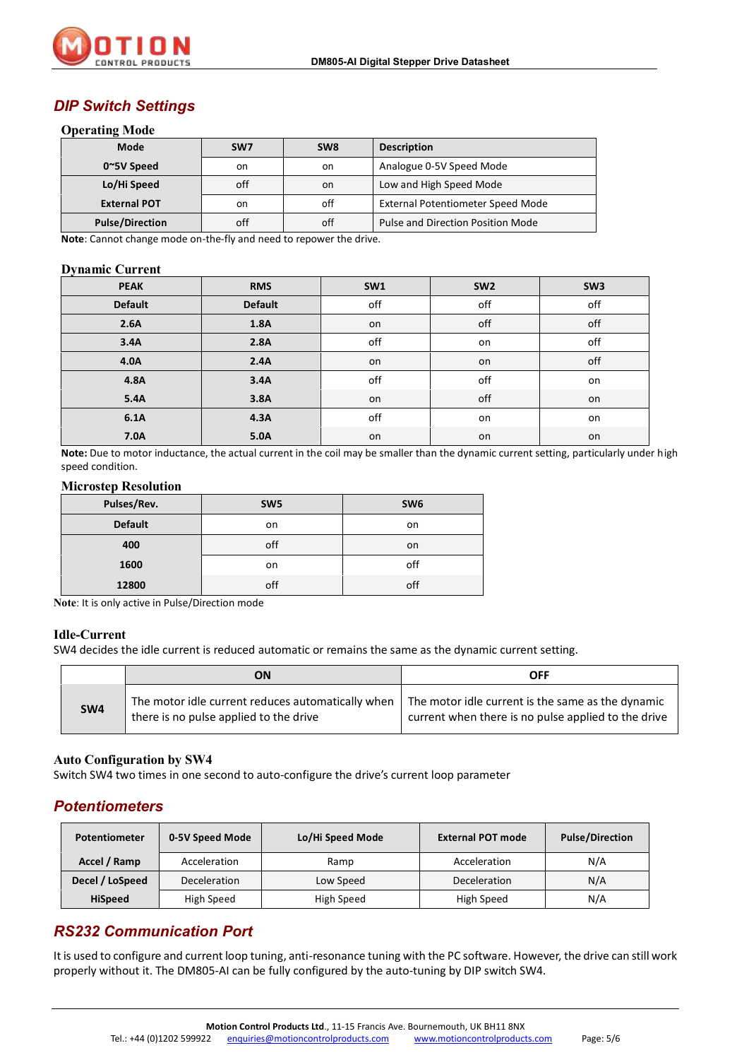## *DIP Switch Settings*

### Operating Mode

| Mode | SW7 | SW8 | Description |
|---|---|---|---|
| 0~5V Speed | on | on | Analogue 0-5V Speed Mode |
| Lo/Hi Speed | off | on | Low and High Speed Mode |
| External POT | on | off | External Potentiometer Speed Mode |
| Pulse/Direction | off | off | Pulse and Direction Position Mode |

**Note**: Cannot change mode on-the-fly and need to repower the drive.

### Dynamic Current

| PEAK | RMS | SW1 | SW2 | SW3 |
|---|---|---|---|---|
| Default | Default | off | off | off |
| 2.6A | 1.8A | on | off | off |
| 3.4A | 2.8A | off | on | off |
| 4.0A | 2.4A | on | on | off |
| 4.8A | 3.4A | off | off | on |
| 5.4A | 3.8A | on | off | on |
| 6.1A | 4.3A | off | on | on |
| 7.0A | 5.0A | on | on | on |

**Note:** Due to motor inductance, the actual current in the coil may be smaller than the dynamic current setting, particularly under high speed condition.

### Microstep Resolution

| Pulses/Rev. | SW5 | SW6 |
|---|---|---|
| Default | on | on |
| 400 | off | on |
| 1600 | on | off |
| 12800 | off | off |

**Note**: It is only active in Pulse/Direction mode

### Idle-Current

SW4 decides the idle current is reduced automatic or remains the same as the dynamic current setting.

| | ON | OFF |
|---|---|---|
| SW4 | The motor idle current reduces automatically when there is no pulse applied to the drive | The motor idle current is the same as the dynamic current when there is no pulse applied to the drive |

### Auto Configuration by SW4

Switch SW4 two times in one second to auto-configure the drive's current loop parameter

## *Potentiometers*

| Potentiometer | 0-5V Speed Mode | Lo/Hi Speed Mode | External POT mode | Pulse/Direction |
|---|---|---|---|---|
| Accel / Ramp | Acceleration | Ramp | Acceleration | N/A |
| Decel / LoSpeed | Deceleration | Low Speed | Deceleration | N/A |
| HiSpeed | High Speed | High Speed | High Speed | N/A |

## *RS232 Communication Port*

It is used to configure and current loop tuning, anti-resonance tuning with the PC software. However, the drive can still work properly without it. The DM805-AI can be fully configured by the auto-tuning by DIP switch SW4.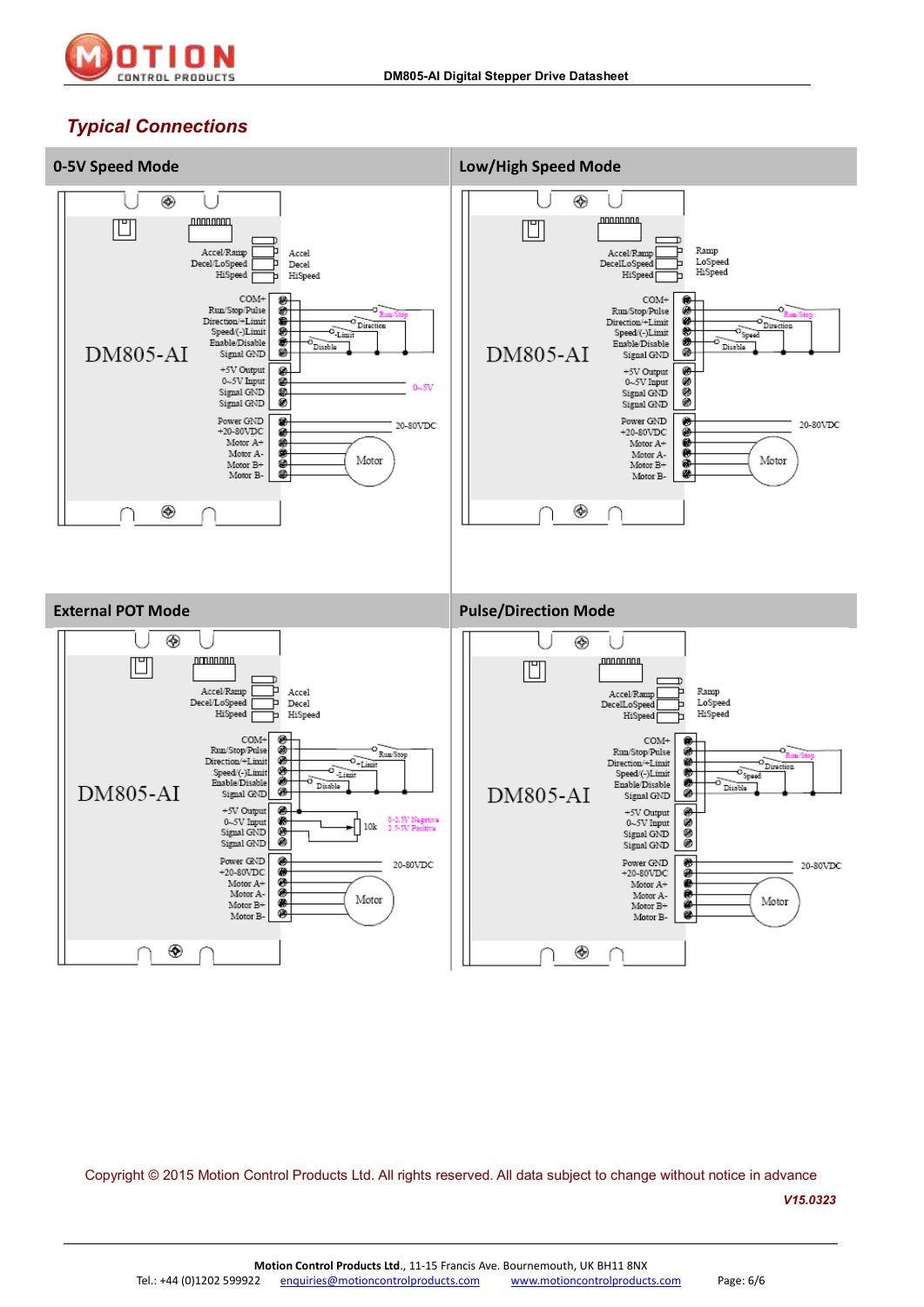## Typical Connections

### 0-5V Speed Mode

DM805-AI

Accel/Ramp
Decel/LoSpeed
HiSpeed
Accel
Decel
HiSpeed

COM+
Run/Stop/Pulse
Direction/+Limit
Speed/(-)Limit
Enable/Disable
Signal GND
Run/Stop
Direction
-Limit
Disable

+5V Output
0~5V Input
Signal GND
Signal GND
0~5V

Power GND
+20-80VDC
Motor A+
Motor A-
Motor B+
Motor B-
20-80VDC
Motor

### Low/High Speed Mode

DM805-AI

Accel/Ramp
Decel/LoSpeed
HiSpeed
Ramp
LoSpeed
HiSpeed

COM+
Run/Stop/Pulse
Direction/+Limit
Speed/(-)Limit
Enable/Disable
Signal GND
Run/Stop
Direction
Speed
Disable

+5V Output
0~5V Input
Signal GND
Signal GND

Power GND
+20-80VDC
Motor A+
Motor A-
Motor B+
Motor B-
20-80VDC
Motor

### External POT Mode

DM805-AI

Accel/Ramp
Decel/LoSpeed
HiSpeed
Accel
Decel
HiSpeed

COM+
Run/Stop/Pulse
Direction/+Limit
Speed/(-)Limit
Enable/Disable
Signal GND
Run/Stop
+Limit
-Limit
Disable

+5V Output
0~5V Input
Signal GND
Signal GND
10k
0-2.5V Negative
2.5-5V Positive

Power GND
+20-80VDC
Motor A+
Motor A-
Motor B+
Motor B-
20-80VDC
Motor

### Pulse/Direction Mode

DM805-AI

Accel/Ramp
Decel/LoSpeed
HiSpeed
Ramp
LoSpeed
HiSpeed

COM+
Run/Stop/Pulse
Direction/+Limit
Speed/(-)Limit
Enable/Disable
Signal GND
Run/Stop
Direction
Speed
Disable

+5V Output
0~5V Input
Signal GND
Signal GND

Power GND
+20-80VDC
Motor A+
Motor A-
Motor B+
Motor B-
20-80VDC
Motor

Copyright © 2015 Motion Control Products Ltd. All rights reserved. All data subject to change without notice in advance

*V15.0323*

**Motion Control Products Ltd.**, 11-15 Francis Ave. Bournemouth, UK BH11 8NX
Tel.: +44 (0)1202 599922 enquiries@motioncontrolproducts.com www.motioncontrolproducts.com